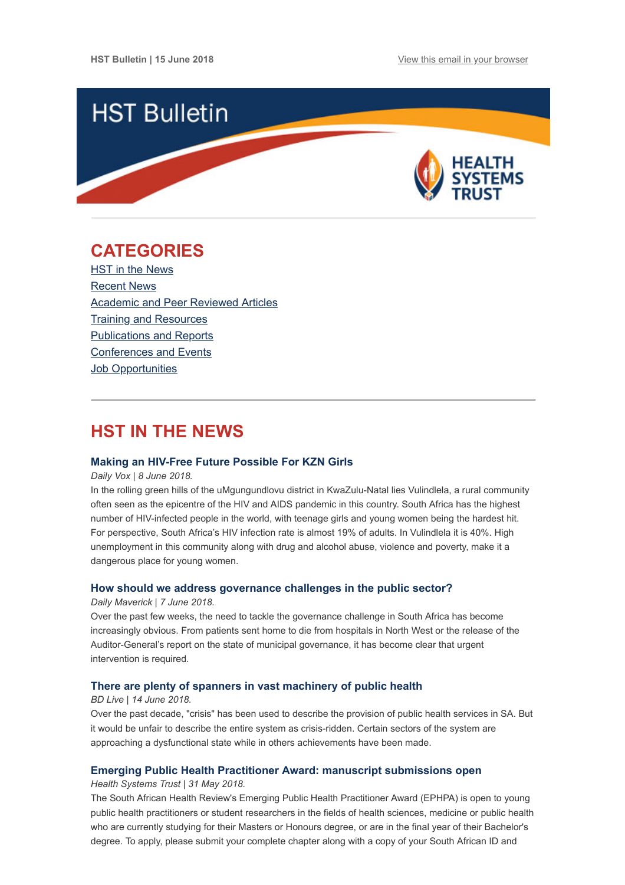HST Bulletin | 15 June 2018

View this email in your browser

# HST Bulletin

HEALTH SYSTEMS TRUST

## CATEGORIES

- HST in the News
- Recent News
- Academic and Peer Reviewed Articles
- Training and Resources
- Publications and Reports
- Conferences and Events
- Job Opportunities

## HST IN THE NEWS

### Making an HIV-Free Future Possible For KZN Girls

*Daily Vox | 8 June 2018.*

In the rolling green hills of the uMgungundlovu district in KwaZulu-Natal lies Vulindlela, a rural community often seen as the epicentre of the HIV and AIDS pandemic in this country. South Africa has the highest number of HIV-infected people in the world, with teenage girls and young women being the hardest hit. For perspective, South Africa's HIV infection rate is almost 19% of adults. In Vulindlela it is 40%. High unemployment in this community along with drug and alcohol abuse, violence and poverty, make it a dangerous place for young women.

### How should we address governance challenges in the public sector?

*Daily Maverick | 7 June 2018.*

Over the past few weeks, the need to tackle the governance challenge in South Africa has become increasingly obvious. From patients sent home to die from hospitals in North West or the release of the Auditor-General's report on the state of municipal governance, it has become clear that urgent intervention is required.

### There are plenty of spanners in vast machinery of public health

*BD Live | 14 June 2018.*

Over the past decade, "crisis" has been used to describe the provision of public health services in SA. But it would be unfair to describe the entire system as crisis-ridden. Certain sectors of the system are approaching a dysfunctional state while in others achievements have been made.

### Emerging Public Health Practitioner Award: manuscript submissions open

*Health Systems Trust | 31 May 2018.*

The South African Health Review's Emerging Public Health Practitioner Award (EPHPA) is open to young public health practitioners or student researchers in the fields of health sciences, medicine or public health who are currently studying for their Masters or Honours degree, or are in the final year of their Bachelor's degree. To apply, please submit your complete chapter along with a copy of your South African ID and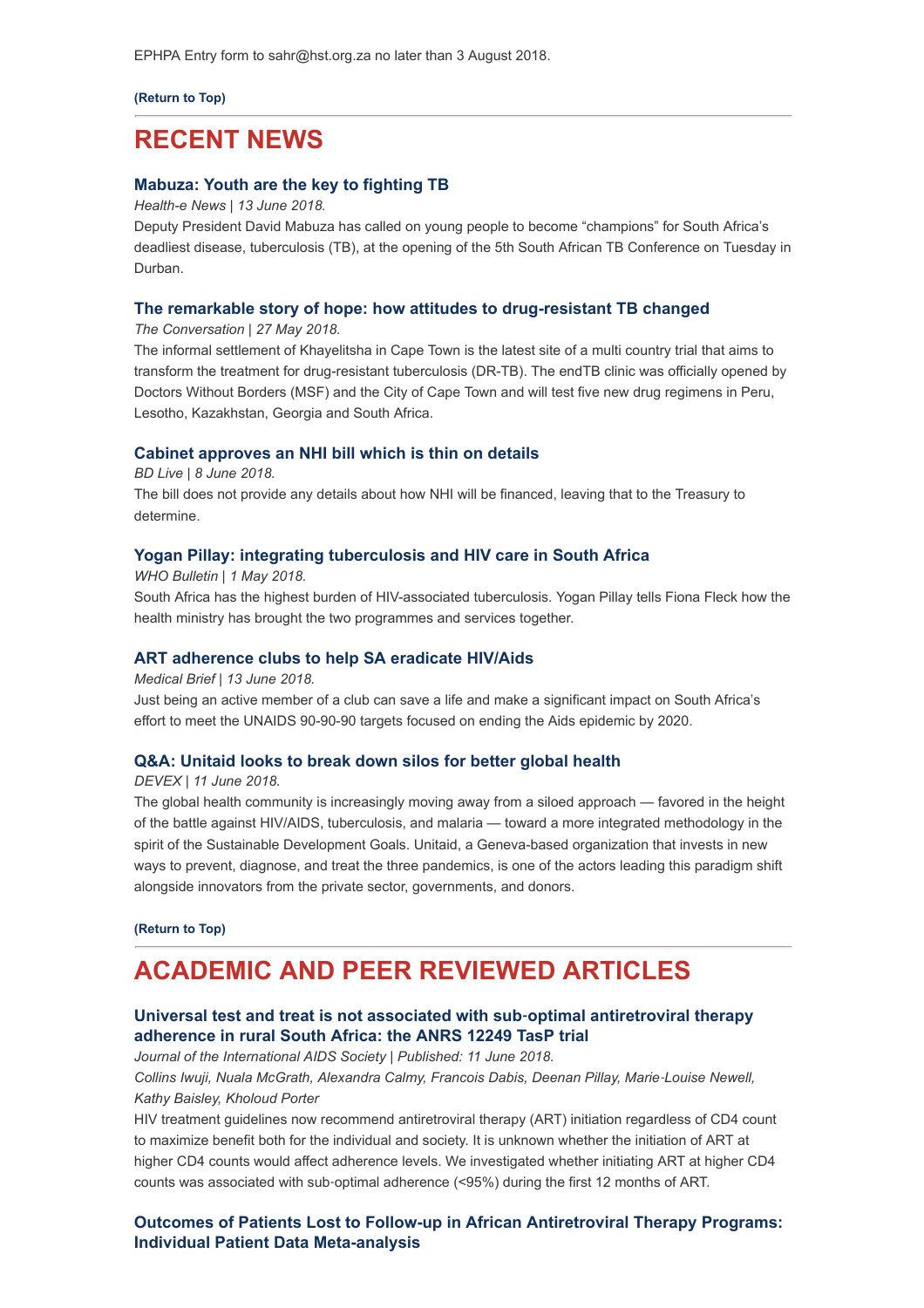EPHPA Entry form to sahr@hst.org.za no later than 3 August 2018.

**(Return to Top)**

## RECENT NEWS

### Mabuza: Youth are the key to fighting TB

*Health-e News | 13 June 2018.*

Deputy President David Mabuza has called on young people to become "champions" for South Africa's deadliest disease, tuberculosis (TB), at the opening of the 5th South African TB Conference on Tuesday in Durban.

### The remarkable story of hope: how attitudes to drug-resistant TB changed

*The Conversation | 27 May 2018.*

The informal settlement of Khayelitsha in Cape Town is the latest site of a multi country trial that aims to transform the treatment for drug-resistant tuberculosis (DR-TB). The endTB clinic was officially opened by Doctors Without Borders (MSF) and the City of Cape Town and will test five new drug regimens in Peru, Lesotho, Kazakhstan, Georgia and South Africa.

### Cabinet approves an NHI bill which is thin on details

*BD Live | 8 June 2018.*

The bill does not provide any details about how NHI will be financed, leaving that to the Treasury to determine.

### Yogan Pillay: integrating tuberculosis and HIV care in South Africa

*WHO Bulletin | 1 May 2018.*

South Africa has the highest burden of HIV-associated tuberculosis. Yogan Pillay tells Fiona Fleck how the health ministry has brought the two programmes and services together.

### ART adherence clubs to help SA eradicate HIV/Aids

*Medical Brief | 13 June 2018.*

Just being an active member of a club can save a life and make a significant impact on South Africa's effort to meet the UNAIDS 90-90-90 targets focused on ending the Aids epidemic by 2020.

### Q&A: Unitaid looks to break down silos for better global health

*DEVEX | 11 June 2018.*

The global health community is increasingly moving away from a siloed approach — favored in the height of the battle against HIV/AIDS, tuberculosis, and malaria — toward a more integrated methodology in the spirit of the Sustainable Development Goals. Unitaid, a Geneva-based organization that invests in new ways to prevent, diagnose, and treat the three pandemics, is one of the actors leading this paradigm shift alongside innovators from the private sector, governments, and donors.

**(Return to Top)**

## ACADEMIC AND PEER REVIEWED ARTICLES

### Universal test and treat is not associated with sub-optimal antiretroviral therapy adherence in rural South Africa: the ANRS 12249 TasP trial

*Journal of the International AIDS Society | Published: 11 June 2018.*

*Collins Iwuji, Nuala McGrath, Alexandra Calmy, Francois Dabis, Deenan Pillay, Marie-Louise Newell, Kathy Baisley, Kholoud Porter*

HIV treatment guidelines now recommend antiretroviral therapy (ART) initiation regardless of CD4 count to maximize benefit both for the individual and society. It is unknown whether the initiation of ART at higher CD4 counts would affect adherence levels. We investigated whether initiating ART at higher CD4 counts was associated with sub-optimal adherence (<95%) during the first 12 months of ART.

### Outcomes of Patients Lost to Follow-up in African Antiretroviral Therapy Programs: Individual Patient Data Meta-analysis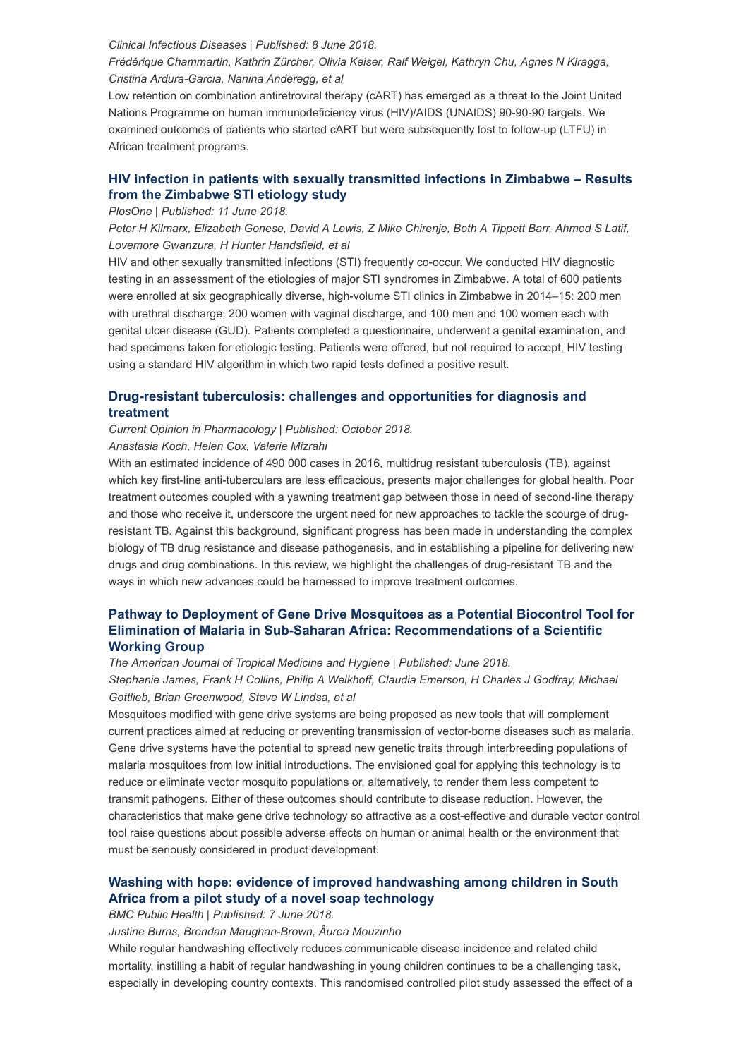*Clinical Infectious Diseases | Published: 8 June 2018.*

*Frédérique Chammartin, Kathrin Zürcher, Olivia Keiser, Ralf Weigel, Kathryn Chu, Agnes N Kiragga, Cristina Ardura-Garcia, Nanina Anderegg, et al*

Low retention on combination antiretroviral therapy (cART) has emerged as a threat to the Joint United Nations Programme on human immunodeficiency virus (HIV)/AIDS (UNAIDS) 90-90-90 targets. We examined outcomes of patients who started cART but were subsequently lost to follow-up (LTFU) in African treatment programs.

### HIV infection in patients with sexually transmitted infections in Zimbabwe – Results from the Zimbabwe STI etiology study

*PlosOne | Published: 11 June 2018.*

*Peter H Kilmarx, Elizabeth Gonese, David A Lewis, Z Mike Chirenje, Beth A Tippett Barr, Ahmed S Latif, Lovemore Gwanzura, H Hunter Handsfield, et al*

HIV and other sexually transmitted infections (STI) frequently co-occur. We conducted HIV diagnostic testing in an assessment of the etiologies of major STI syndromes in Zimbabwe. A total of 600 patients were enrolled at six geographically diverse, high-volume STI clinics in Zimbabwe in 2014–15: 200 men with urethral discharge, 200 women with vaginal discharge, and 100 men and 100 women each with genital ulcer disease (GUD). Patients completed a questionnaire, underwent a genital examination, and had specimens taken for etiologic testing. Patients were offered, but not required to accept, HIV testing using a standard HIV algorithm in which two rapid tests defined a positive result.

### Drug-resistant tuberculosis: challenges and opportunities for diagnosis and treatment

*Current Opinion in Pharmacology | Published: October 2018.*

*Anastasia Koch, Helen Cox, Valerie Mizrahi*

With an estimated incidence of 490 000 cases in 2016, multidrug resistant tuberculosis (TB), against which key first-line anti-tuberculars are less efficacious, presents major challenges for global health. Poor treatment outcomes coupled with a yawning treatment gap between those in need of second-line therapy and those who receive it, underscore the urgent need for new approaches to tackle the scourge of drug-resistant TB. Against this background, significant progress has been made in understanding the complex biology of TB drug resistance and disease pathogenesis, and in establishing a pipeline for delivering new drugs and drug combinations. In this review, we highlight the challenges of drug-resistant TB and the ways in which new advances could be harnessed to improve treatment outcomes.

### Pathway to Deployment of Gene Drive Mosquitoes as a Potential Biocontrol Tool for Elimination of Malaria in Sub-Saharan Africa: Recommendations of a Scientific Working Group

*The American Journal of Tropical Medicine and Hygiene | Published: June 2018.*

*Stephanie James, Frank H Collins, Philip A Welkhoff, Claudia Emerson, H Charles J Godfray, Michael Gottlieb, Brian Greenwood, Steve W Lindsa, et al*

Mosquitoes modified with gene drive systems are being proposed as new tools that will complement current practices aimed at reducing or preventing transmission of vector-borne diseases such as malaria. Gene drive systems have the potential to spread new genetic traits through interbreeding populations of malaria mosquitoes from low initial introductions. The envisioned goal for applying this technology is to reduce or eliminate vector mosquito populations or, alternatively, to render them less competent to transmit pathogens. Either of these outcomes should contribute to disease reduction. However, the characteristics that make gene drive technology so attractive as a cost-effective and durable vector control tool raise questions about possible adverse effects on human or animal health or the environment that must be seriously considered in product development.

### Washing with hope: evidence of improved handwashing among children in South Africa from a pilot study of a novel soap technology

*BMC Public Health | Published: 7 June 2018.*

*Justine Burns, Brendan Maughan-Brown, Âurea Mouzinho*

While regular handwashing effectively reduces communicable disease incidence and related child mortality, instilling a habit of regular handwashing in young children continues to be a challenging task, especially in developing country contexts. This randomised controlled pilot study assessed the effect of a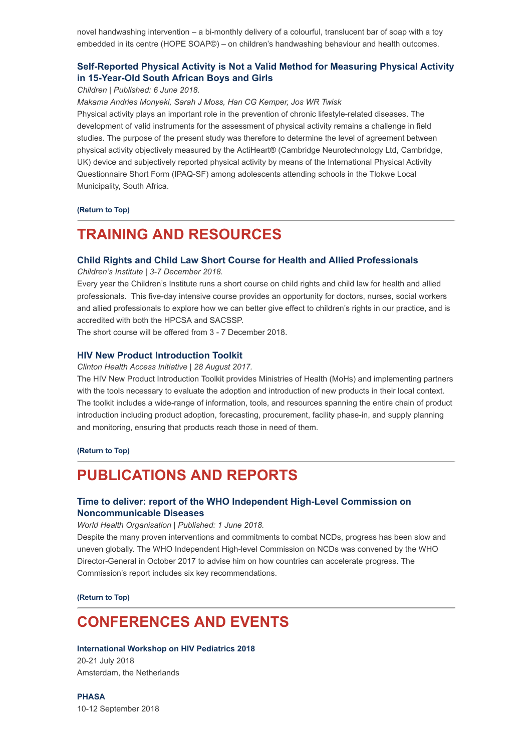novel handwashing intervention – a bi-monthly delivery of a colourful, translucent bar of soap with a toy embedded in its centre (HOPE SOAP©) – on children's handwashing behaviour and health outcomes.

### Self-Reported Physical Activity is Not a Valid Method for Measuring Physical Activity in 15-Year-Old South African Boys and Girls

*Children | Published: 6 June 2018.*

*Makama Andries Monyeki, Sarah J Moss, Han CG Kemper, Jos WR Twisk*

Physical activity plays an important role in the prevention of chronic lifestyle-related diseases. The development of valid instruments for the assessment of physical activity remains a challenge in field studies. The purpose of the present study was therefore to determine the level of agreement between physical activity objectively measured by the ActiHeart® (Cambridge Neurotechnology Ltd, Cambridge, UK) device and subjectively reported physical activity by means of the International Physical Activity Questionnaire Short Form (IPAQ-SF) among adolescents attending schools in the Tlokwe Local Municipality, South Africa.

**(Return to Top)**

---

## TRAINING AND RESOURCES

### Child Rights and Child Law Short Course for Health and Allied Professionals

*Children's Institute | 3-7 December 2018.*

Every year the Children's Institute runs a short course on child rights and child law for health and allied professionals. This five-day intensive course provides an opportunity for doctors, nurses, social workers and allied professionals to explore how we can better give effect to children's rights in our practice, and is accredited with both the HPCSA and SACSSP.

The short course will be offered from 3 - 7 December 2018.

### HIV New Product Introduction Toolkit

*Clinton Health Access Initiative | 28 August 2017.*

The HIV New Product Introduction Toolkit provides Ministries of Health (MoHs) and implementing partners with the tools necessary to evaluate the adoption and introduction of new products in their local context. The toolkit includes a wide-range of information, tools, and resources spanning the entire chain of product introduction including product adoption, forecasting, procurement, facility phase-in, and supply planning and monitoring, ensuring that products reach those in need of them.

**(Return to Top)**

---

## PUBLICATIONS AND REPORTS

### Time to deliver: report of the WHO Independent High-Level Commission on Noncommunicable Diseases

*World Health Organisation | Published: 1 June 2018.*

Despite the many proven interventions and commitments to combat NCDs, progress has been slow and uneven globally. The WHO Independent High-level Commission on NCDs was convened by the WHO Director-General in October 2017 to advise him on how countries can accelerate progress. The Commission's report includes six key recommendations.

**(Return to Top)**

---

## CONFERENCES AND EVENTS

**International Workshop on HIV Pediatrics 2018**
20-21 July 2018
Amsterdam, the Netherlands

**PHASA**
10-12 September 2018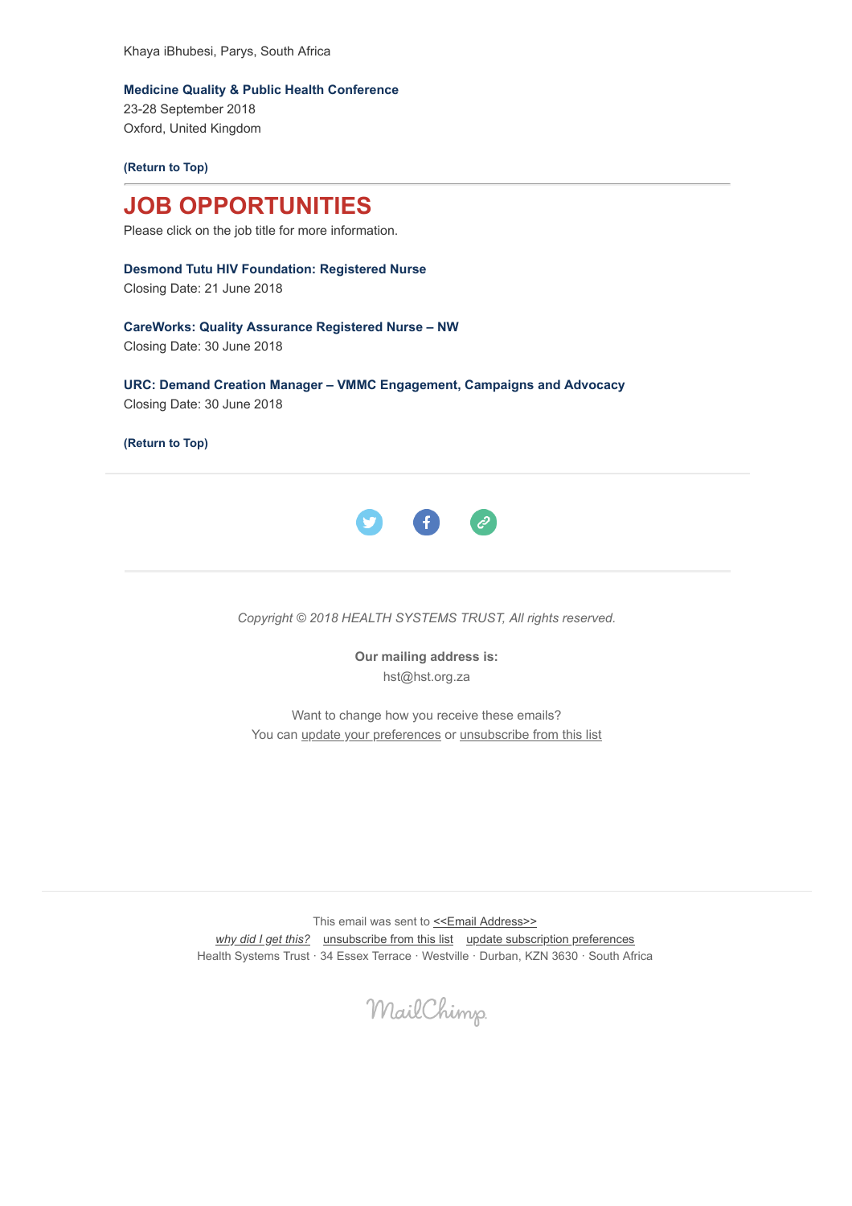Khaya iBhubesi, Parys, South Africa

**Medicine Quality & Public Health Conference**
23-28 September 2018
Oxford, United Kingdom

**(Return to Top)**

---

# JOB OPPORTUNITIES

Please click on the job title for more information.

**Desmond Tutu HIV Foundation: Registered Nurse**
Closing Date: 21 June 2018

**CareWorks: Quality Assurance Registered Nurse – NW**
Closing Date: 30 June 2018

**URC: Demand Creation Manager – VMMC Engagement, Campaigns and Advocacy**
Closing Date: 30 June 2018

**(Return to Top)**

---

*Copyright © 2018 HEALTH SYSTEMS TRUST, All rights reserved.*

**Our mailing address is:**
hst@hst.org.za

Want to change how you receive these emails?
You can update your preferences or unsubscribe from this list

---

This email was sent to <<Email Address>>
*why did I get this?* unsubscribe from this list update subscription preferences
Health Systems Trust · 34 Essex Terrace · Westville · Durban, KZN 3630 · South Africa

MailChimp